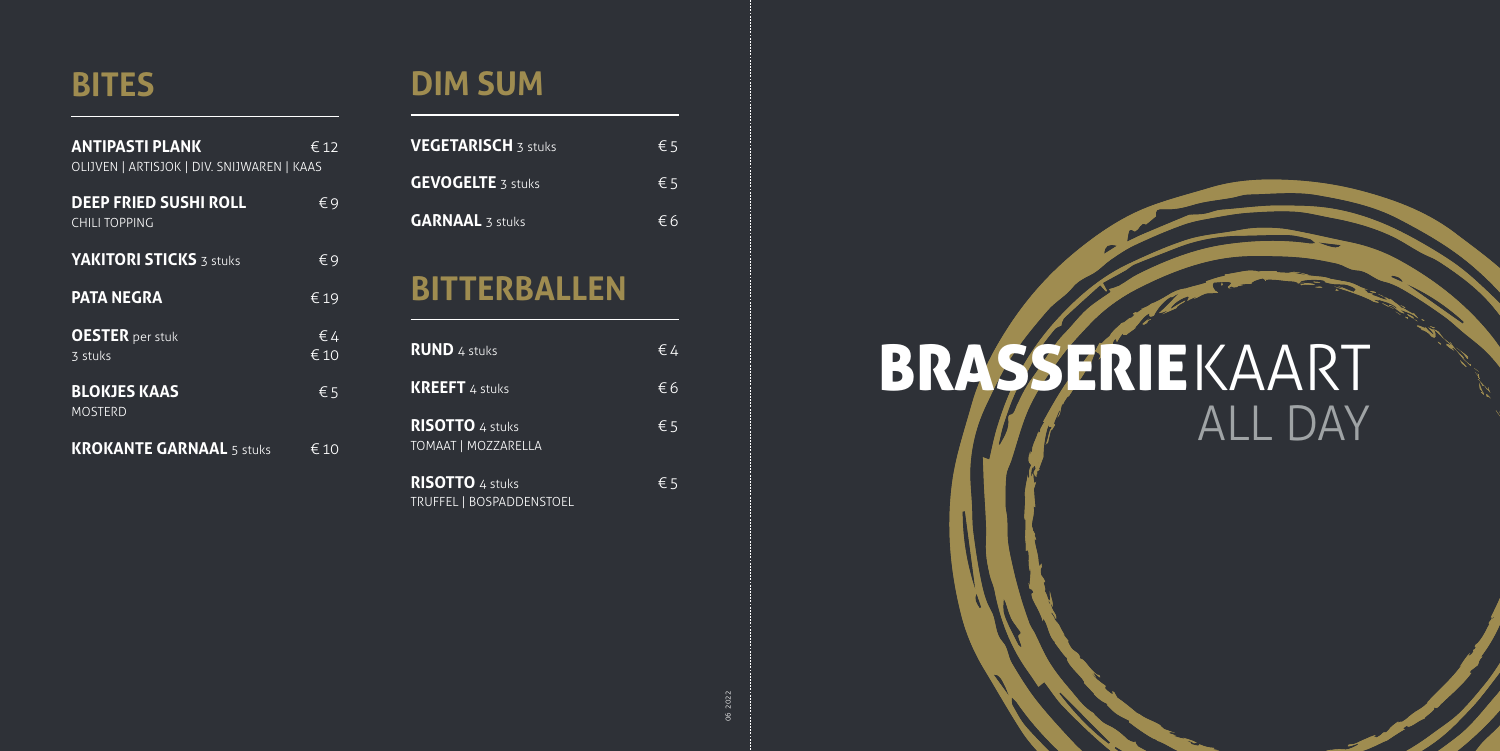## BITES

| | |
|---|---|
| **ANTIPASTI PLANK**<br>OLIJVEN \| ARTISJOK \| DIV. SNIJWAREN \| KAAS | € 12 |
| **DEEP FRIED SUSHI ROLL**<br>CHILI TOPPING | € 9 |
| **YAKITORI STICKS** 3 stuks | € 9 |
| **PATA NEGRA** | € 19 |
| **OESTER** per stuk<br>3 stuks | € 4<br>€ 10 |
| **BLOKJES KAAS**<br>MOSTERD | € 5 |
| **KROKANTE GARNAAL** 5 stuks | € 10 |

## DIM SUM

| | |
|---|---|
| **VEGETARISCH** 3 stuks | € 5 |
| **GEVOGELTE** 3 stuks | € 5 |
| **GARNAAL** 3 stuks | € 6 |

## BITTERBALLEN

| | |
|---|---|
| **RUND** 4 stuks | € 4 |
| **KREEFT** 4 stuks | € 6 |
| **RISOTTO** 4 stuks<br>TOMAAT \| MOZZARELLA | € 5 |
| **RISOTTO** 4 stuks<br>TRUFFEL \| BOSPADDENSTOEL | € 5 |

06 2022

# **BRASSERIE**KAART
## ALL DAY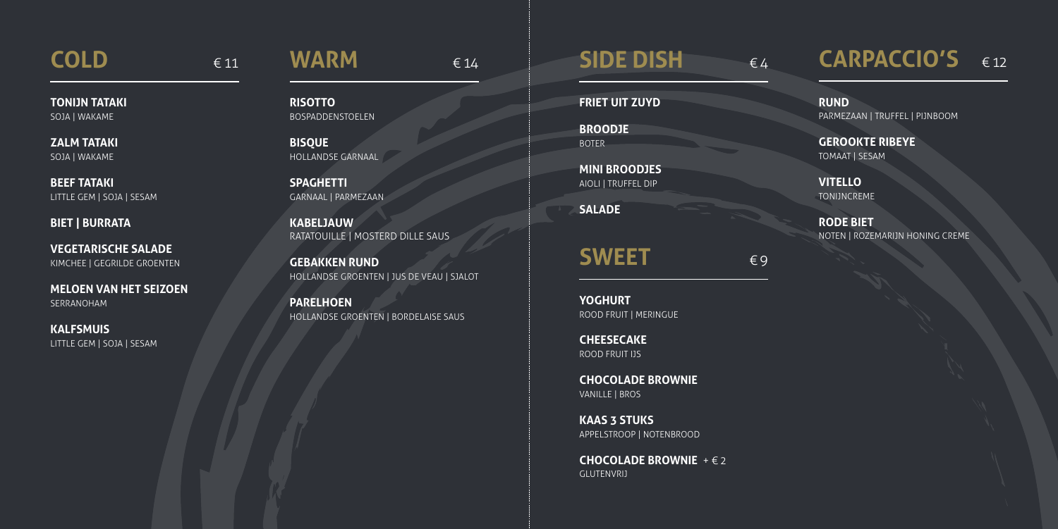## COLD € 11

**TONIJN TATAKI**
SOJA | WAKAME

**ZALM TATAKI**
SOJA | WAKAME

**BEEF TATAKI**
LITTLE GEM | SOJA | SESAM

**BIET | BURRATA**

**VEGETARISCHE SALADE**
KIMCHEE | GEGRILDE GROENTEN

**MELOEN VAN HET SEIZOEN**
SERRANOHAM

**KALFSMUIS**
LITTLE GEM | SOJA | SESAM

## WARM € 14

**RISOTTO**
BOSPADDENSTOELEN

**BISQUE**
HOLLANDSE GARNAAL

**SPAGHETTI**
GARNAAL | PARMEZAAN

**KABELJAUW**
RATATOUILLE | MOSTERD DILLE SAUS

**GEBAKKEN RUND**
HOLLANDSE GROENTEN | JUS DE VEAU | SJALOT

**PARELHOEN**
HOLLANDSE GROENTEN | BORDELAISE SAUS

## SIDE DISH € 4

**FRIET UIT ZUYD**

**BROODJE**
BOTER

**MINI BROODJES**
AIOLI | TRUFFEL DIP

**SALADE**

## SWEET € 9

**YOGHURT**
ROOD FRUIT | MERINGUE

**CHEESECAKE**
ROOD FRUIT IJS

**CHOCOLADE BROWNIE**
VANILLE | BROS

**KAAS 3 STUKS**
APPELSTROOP | NOTENBROOD

**CHOCOLADE BROWNIE** + € 2
GLUTENVRIJ

## CARPACCIO'S € 12

**RUND**
PARMEZAAN | TRUFFEL | PIJNBOOM

**GEROOKTE RIBEYE**
TOMAAT | SESAM

**VITELLO**
TONIJNCREME

**RODE BIET**
NOTEN | ROZEMARIJN HONING CREME